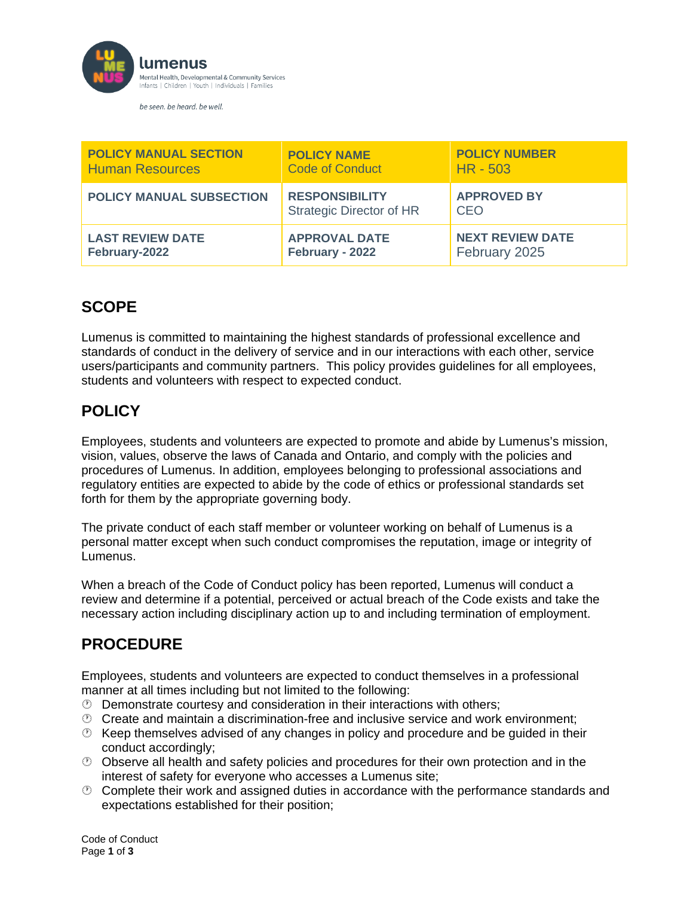lumenus

Mental Health, Developmental & Community Services
Infants | Children | Youth | Individuals | Families

*be seen. be heard. be well.*

| POLICY MANUAL SECTION<br>Human Resources | POLICY NAME<br>Code of Conduct | POLICY NUMBER<br>HR - 503 |
|---|---|---|
| **POLICY MANUAL SUBSECTION** | **RESPONSIBILITY**<br>Strategic Director of HR | **APPROVED BY**<br>CEO |
| **LAST REVIEW DATE**<br>**February-2022** | **APPROVAL DATE**<br>**February - 2022** | **NEXT REVIEW DATE**<br>February 2025 |

## SCOPE

Lumenus is committed to maintaining the highest standards of professional excellence and standards of conduct in the delivery of service and in our interactions with each other, service users/participants and community partners. This policy provides guidelines for all employees, students and volunteers with respect to expected conduct.

## POLICY

Employees, students and volunteers are expected to promote and abide by Lumenus's mission, vision, values, observe the laws of Canada and Ontario, and comply with the policies and procedures of Lumenus. In addition, employees belonging to professional associations and regulatory entities are expected to abide by the code of ethics or professional standards set forth for them by the appropriate governing body.

The private conduct of each staff member or volunteer working on behalf of Lumenus is a personal matter except when such conduct compromises the reputation, image or integrity of Lumenus.

When a breach of the Code of Conduct policy has been reported, Lumenus will conduct a review and determine if a potential, perceived or actual breach of the Code exists and take the necessary action including disciplinary action up to and including termination of employment.

## PROCEDURE

Employees, students and volunteers are expected to conduct themselves in a professional manner at all times including but not limited to the following:

- Demonstrate courtesy and consideration in their interactions with others;
- Create and maintain a discrimination-free and inclusive service and work environment;
- Keep themselves advised of any changes in policy and procedure and be guided in their conduct accordingly;
- Observe all health and safety policies and procedures for their own protection and in the interest of safety for everyone who accesses a Lumenus site;
- Complete their work and assigned duties in accordance with the performance standards and expectations established for their position;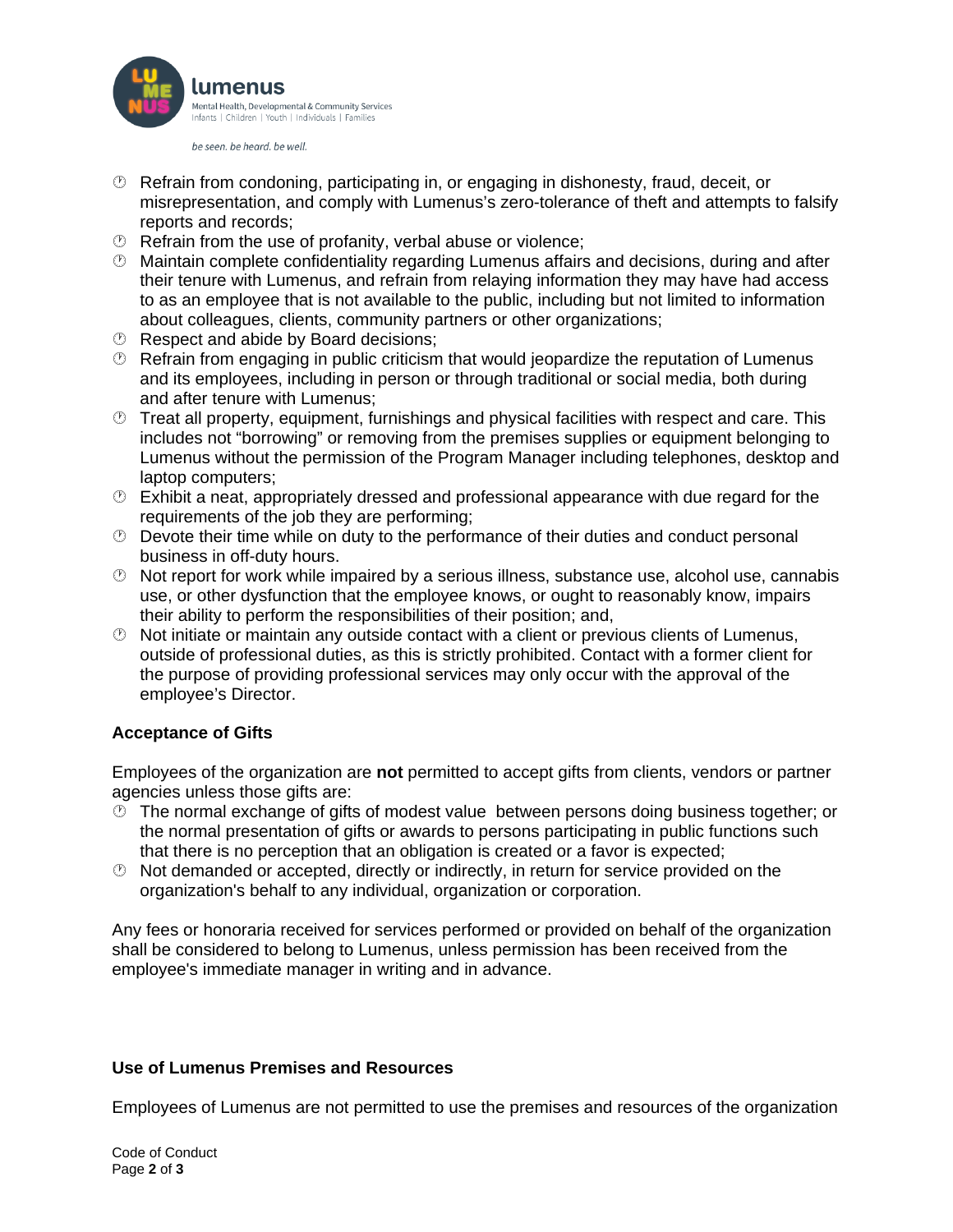- Refrain from condoning, participating in, or engaging in dishonesty, fraud, deceit, or misrepresentation, and comply with Lumenus's zero-tolerance of theft and attempts to falsify reports and records;
- Refrain from the use of profanity, verbal abuse or violence;
- Maintain complete confidentiality regarding Lumenus affairs and decisions, during and after their tenure with Lumenus, and refrain from relaying information they may have had access to as an employee that is not available to the public, including but not limited to information about colleagues, clients, community partners or other organizations;
- Respect and abide by Board decisions;
- Refrain from engaging in public criticism that would jeopardize the reputation of Lumenus and its employees, including in person or through traditional or social media, both during and after tenure with Lumenus;
- Treat all property, equipment, furnishings and physical facilities with respect and care. This includes not "borrowing" or removing from the premises supplies or equipment belonging to Lumenus without the permission of the Program Manager including telephones, desktop and laptop computers;
- Exhibit a neat, appropriately dressed and professional appearance with due regard for the requirements of the job they are performing;
- Devote their time while on duty to the performance of their duties and conduct personal business in off-duty hours.
- Not report for work while impaired by a serious illness, substance use, alcohol use, cannabis use, or other dysfunction that the employee knows, or ought to reasonably know, impairs their ability to perform the responsibilities of their position; and,
- Not initiate or maintain any outside contact with a client or previous clients of Lumenus, outside of professional duties, as this is strictly prohibited. Contact with a former client for the purpose of providing professional services may only occur with the approval of the employee's Director.

### Acceptance of Gifts

Employees of the organization are **not** permitted to accept gifts from clients, vendors or partner agencies unless those gifts are:

- The normal exchange of gifts of modest value between persons doing business together; or the normal presentation of gifts or awards to persons participating in public functions such that there is no perception that an obligation is created or a favor is expected;
- Not demanded or accepted, directly or indirectly, in return for service provided on the organization's behalf to any individual, organization or corporation.

Any fees or honoraria received for services performed or provided on behalf of the organization shall be considered to belong to Lumenus, unless permission has been received from the employee's immediate manager in writing and in advance.

### Use of Lumenus Premises and Resources

Employees of Lumenus are not permitted to use the premises and resources of the organization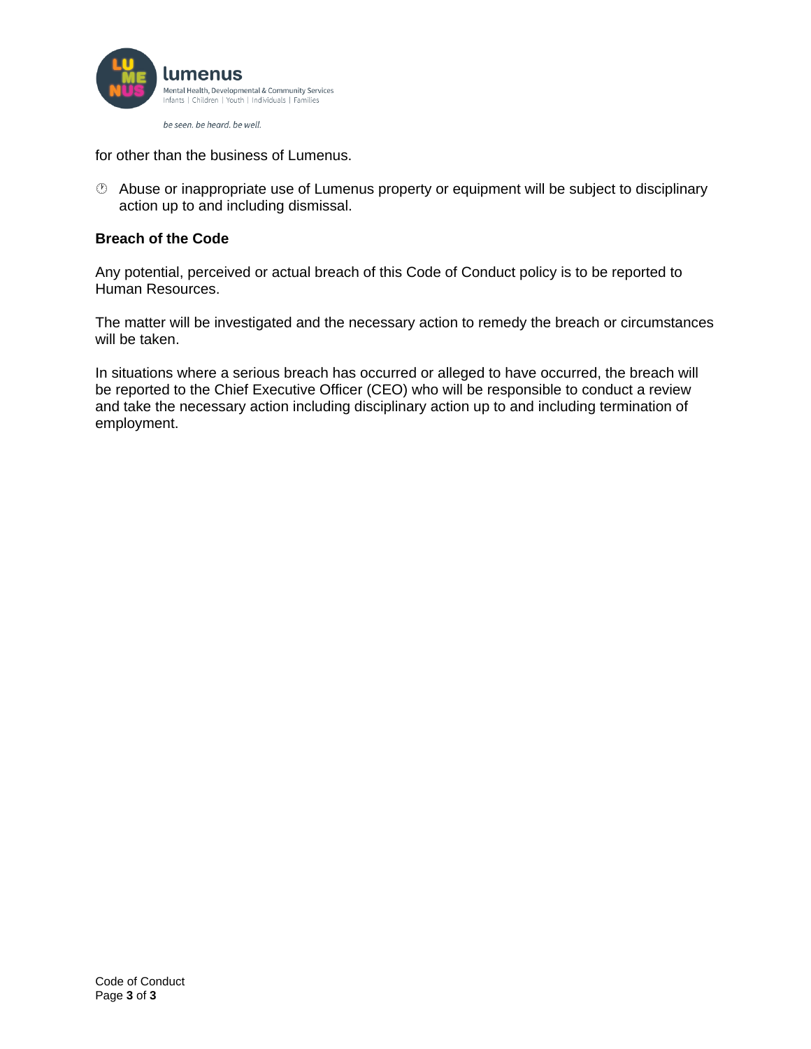for other than the business of Lumenus.

- Abuse or inappropriate use of Lumenus property or equipment will be subject to disciplinary action up to and including dismissal.

**Breach of the Code**

Any potential, perceived or actual breach of this Code of Conduct policy is to be reported to Human Resources.

The matter will be investigated and the necessary action to remedy the breach or circumstances will be taken.

In situations where a serious breach has occurred or alleged to have occurred, the breach will be reported to the Chief Executive Officer (CEO) who will be responsible to conduct a review and take the necessary action including disciplinary action up to and including termination of employment.